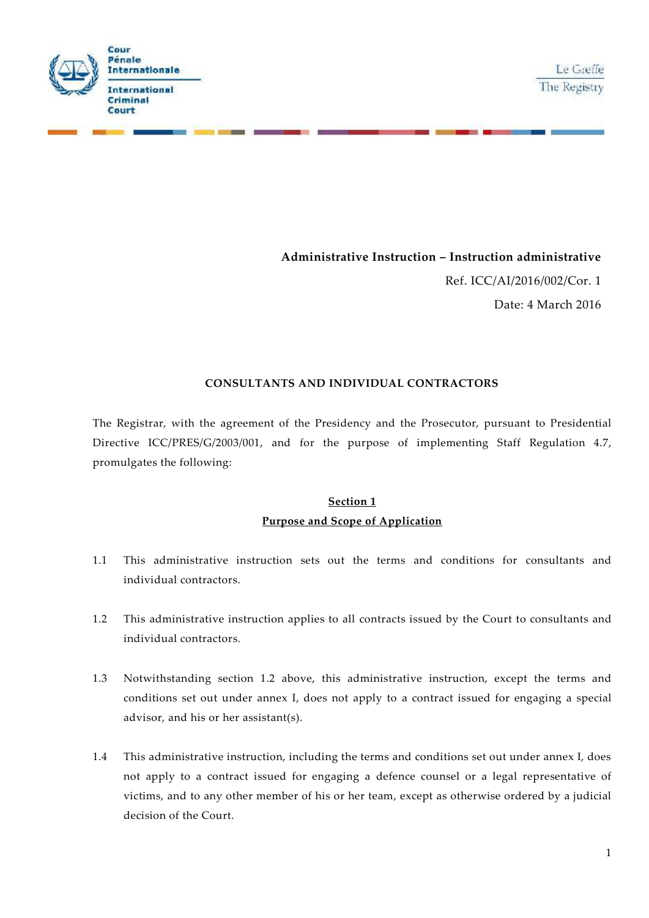Cour Pénale Internationale

International Criminal Court

Le Greffe

The Registry

**Administrative Instruction – Instruction administrative**

Ref. ICC/AI/2016/002/Cor. 1

Date: 4 March 2016

**CONSULTANTS AND INDIVIDUAL CONTRACTORS**

The Registrar, with the agreement of the Presidency and the Prosecutor, pursuant to Presidential Directive ICC/PRES/G/2003/001, and for the purpose of implementing Staff Regulation 4.7, promulgates the following:

## Section 1
## Purpose and Scope of Application

1.1 This administrative instruction sets out the terms and conditions for consultants and individual contractors.

1.2 This administrative instruction applies to all contracts issued by the Court to consultants and individual contractors.

1.3 Notwithstanding section 1.2 above, this administrative instruction, except the terms and conditions set out under annex I, does not apply to a contract issued for engaging a special advisor, and his or her assistant(s).

1.4 This administrative instruction, including the terms and conditions set out under annex I, does not apply to a contract issued for engaging a defence counsel or a legal representative of victims, and to any other member of his or her team, except as otherwise ordered by a judicial decision of the Court.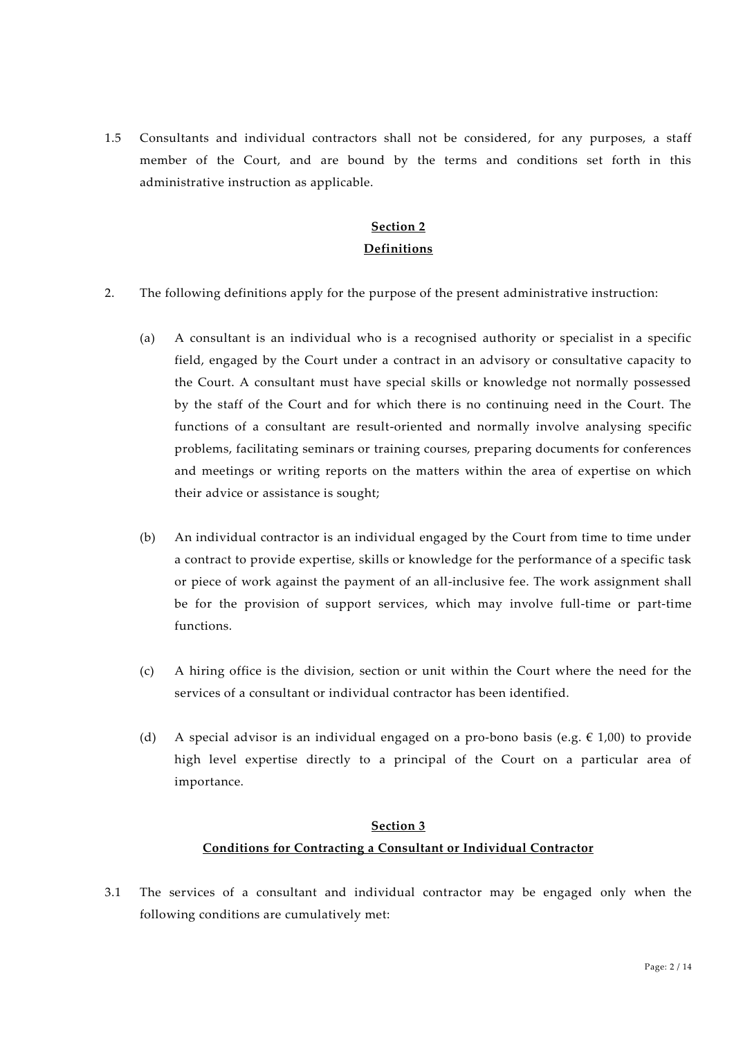1.5 Consultants and individual contractors shall not be considered, for any purposes, a staff member of the Court, and are bound by the terms and conditions set forth in this administrative instruction as applicable.

## Section 2
## Definitions

2. The following definitions apply for the purpose of the present administrative instruction:

(a) A consultant is an individual who is a recognised authority or specialist in a specific field, engaged by the Court under a contract in an advisory or consultative capacity to the Court. A consultant must have special skills or knowledge not normally possessed by the staff of the Court and for which there is no continuing need in the Court. The functions of a consultant are result-oriented and normally involve analysing specific problems, facilitating seminars or training courses, preparing documents for conferences and meetings or writing reports on the matters within the area of expertise on which their advice or assistance is sought;

(b) An individual contractor is an individual engaged by the Court from time to time under a contract to provide expertise, skills or knowledge for the performance of a specific task or piece of work against the payment of an all-inclusive fee. The work assignment shall be for the provision of support services, which may involve full-time or part-time functions.

(c) A hiring office is the division, section or unit within the Court where the need for the services of a consultant or individual contractor has been identified.

(d) A special advisor is an individual engaged on a pro-bono basis (e.g. € 1,00) to provide high level expertise directly to a principal of the Court on a particular area of importance.

## Section 3
## Conditions for Contracting a Consultant or Individual Contractor

3.1 The services of a consultant and individual contractor may be engaged only when the following conditions are cumulatively met: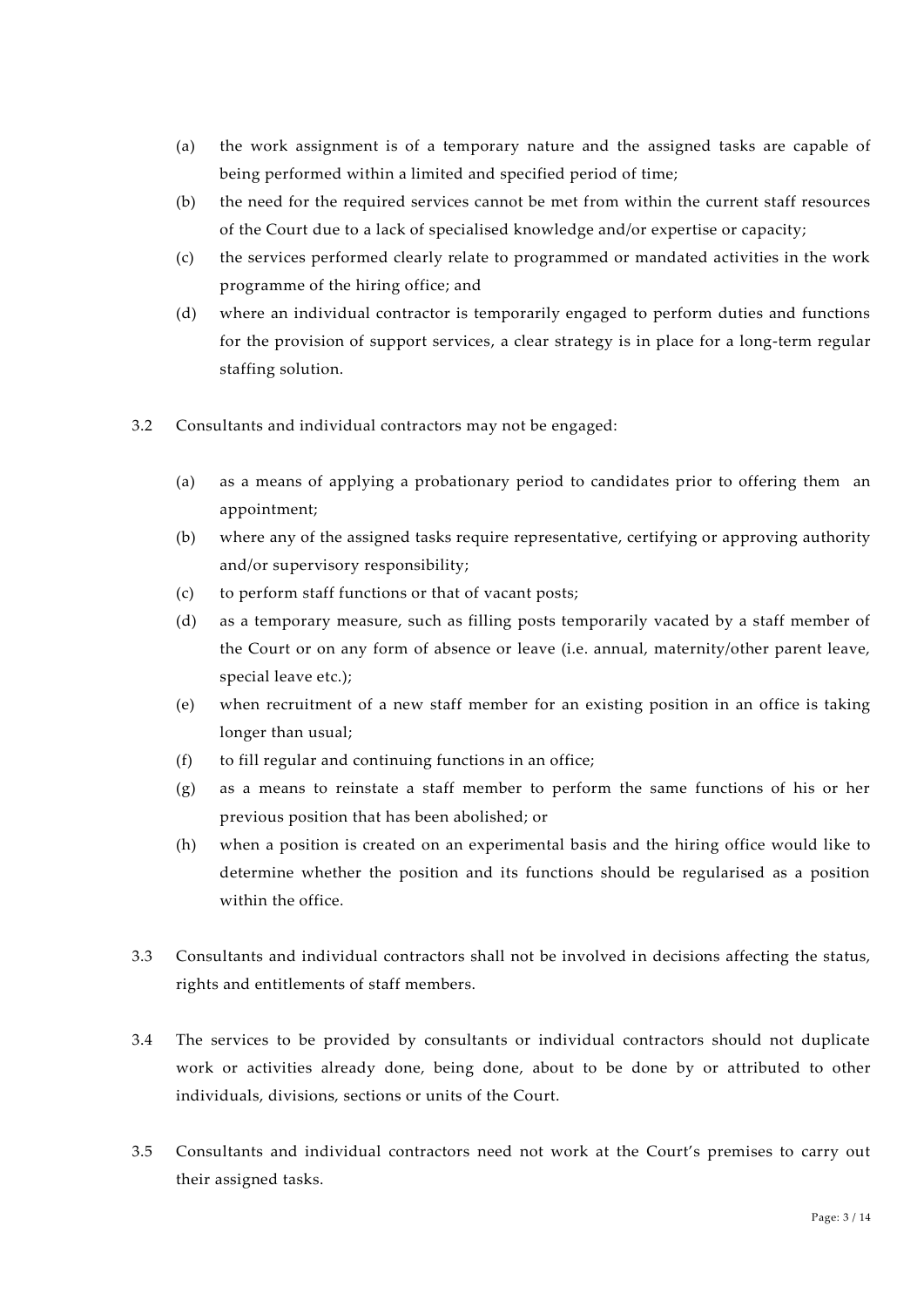(a) the work assignment is of a temporary nature and the assigned tasks are capable of being performed within a limited and specified period of time;

(b) the need for the required services cannot be met from within the current staff resources of the Court due to a lack of specialised knowledge and/or expertise or capacity;

(c) the services performed clearly relate to programmed or mandated activities in the work programme of the hiring office; and

(d) where an individual contractor is temporarily engaged to perform duties and functions for the provision of support services, a clear strategy is in place for a long-term regular staffing solution.

3.2 Consultants and individual contractors may not be engaged:

(a) as a means of applying a probationary period to candidates prior to offering them an appointment;

(b) where any of the assigned tasks require representative, certifying or approving authority and/or supervisory responsibility;

(c) to perform staff functions or that of vacant posts;

(d) as a temporary measure, such as filling posts temporarily vacated by a staff member of the Court or on any form of absence or leave (i.e. annual, maternity/other parent leave, special leave etc.);

(e) when recruitment of a new staff member for an existing position in an office is taking longer than usual;

(f) to fill regular and continuing functions in an office;

(g) as a means to reinstate a staff member to perform the same functions of his or her previous position that has been abolished; or

(h) when a position is created on an experimental basis and the hiring office would like to determine whether the position and its functions should be regularised as a position within the office.

3.3 Consultants and individual contractors shall not be involved in decisions affecting the status, rights and entitlements of staff members.

3.4 The services to be provided by consultants or individual contractors should not duplicate work or activities already done, being done, about to be done by or attributed to other individuals, divisions, sections or units of the Court.

3.5 Consultants and individual contractors need not work at the Court's premises to carry out their assigned tasks.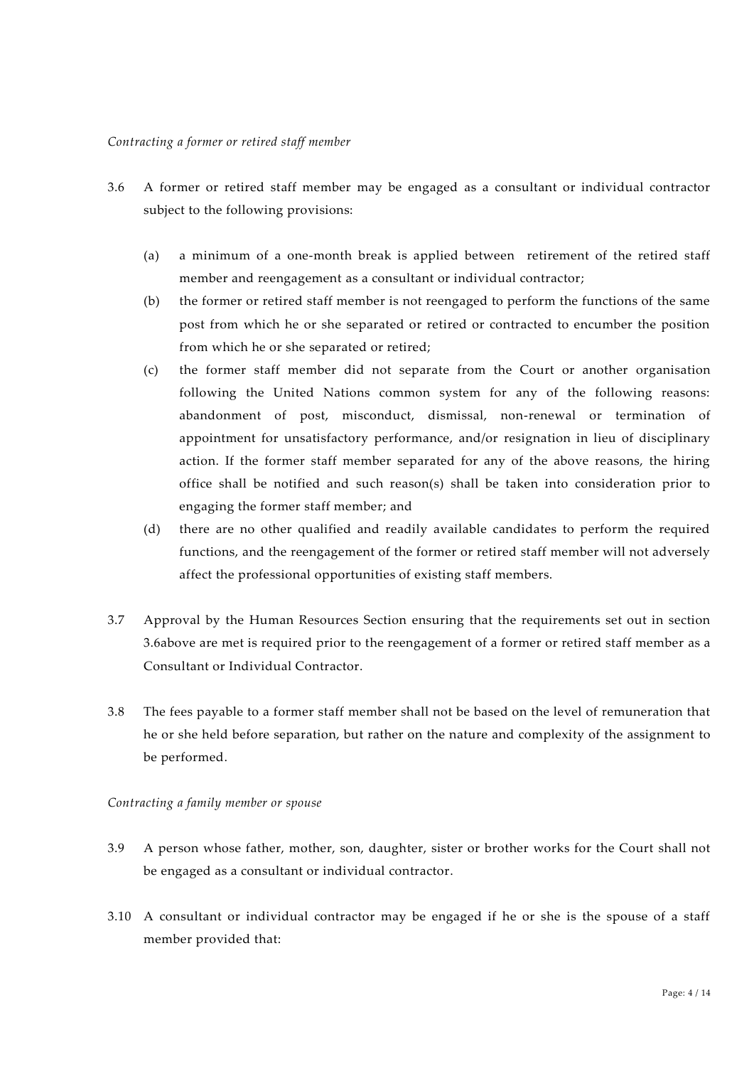*Contracting a former or retired staff member*

3.6 A former or retired staff member may be engaged as a consultant or individual contractor subject to the following provisions:

(a) a minimum of a one-month break is applied between retirement of the retired staff member and reengagement as a consultant or individual contractor;

(b) the former or retired staff member is not reengaged to perform the functions of the same post from which he or she separated or retired or contracted to encumber the position from which he or she separated or retired;

(c) the former staff member did not separate from the Court or another organisation following the United Nations common system for any of the following reasons: abandonment of post, misconduct, dismissal, non-renewal or termination of appointment for unsatisfactory performance, and/or resignation in lieu of disciplinary action. If the former staff member separated for any of the above reasons, the hiring office shall be notified and such reason(s) shall be taken into consideration prior to engaging the former staff member; and

(d) there are no other qualified and readily available candidates to perform the required functions, and the reengagement of the former or retired staff member will not adversely affect the professional opportunities of existing staff members.

3.7 Approval by the Human Resources Section ensuring that the requirements set out in section 3.6above are met is required prior to the reengagement of a former or retired staff member as a Consultant or Individual Contractor.

3.8 The fees payable to a former staff member shall not be based on the level of remuneration that he or she held before separation, but rather on the nature and complexity of the assignment to be performed.

*Contracting a family member or spouse*

3.9 A person whose father, mother, son, daughter, sister or brother works for the Court shall not be engaged as a consultant or individual contractor.

3.10 A consultant or individual contractor may be engaged if he or she is the spouse of a staff member provided that: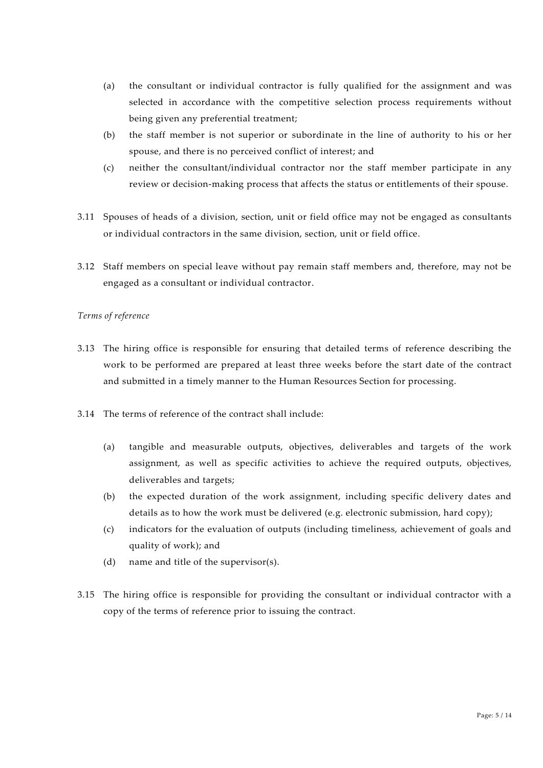(a) the consultant or individual contractor is fully qualified for the assignment and was selected in accordance with the competitive selection process requirements without being given any preferential treatment;

(b) the staff member is not superior or subordinate in the line of authority to his or her spouse, and there is no perceived conflict of interest; and

(c) neither the consultant/individual contractor nor the staff member participate in any review or decision-making process that affects the status or entitlements of their spouse.

3.11 Spouses of heads of a division, section, unit or field office may not be engaged as consultants or individual contractors in the same division, section, unit or field office.

3.12 Staff members on special leave without pay remain staff members and, therefore, may not be engaged as a consultant or individual contractor.

*Terms of reference*

3.13 The hiring office is responsible for ensuring that detailed terms of reference describing the work to be performed are prepared at least three weeks before the start date of the contract and submitted in a timely manner to the Human Resources Section for processing.

3.14 The terms of reference of the contract shall include:

(a) tangible and measurable outputs, objectives, deliverables and targets of the work assignment, as well as specific activities to achieve the required outputs, objectives, deliverables and targets;

(b) the expected duration of the work assignment, including specific delivery dates and details as to how the work must be delivered (e.g. electronic submission, hard copy);

(c) indicators for the evaluation of outputs (including timeliness, achievement of goals and quality of work); and

(d) name and title of the supervisor(s).

3.15 The hiring office is responsible for providing the consultant or individual contractor with a copy of the terms of reference prior to issuing the contract.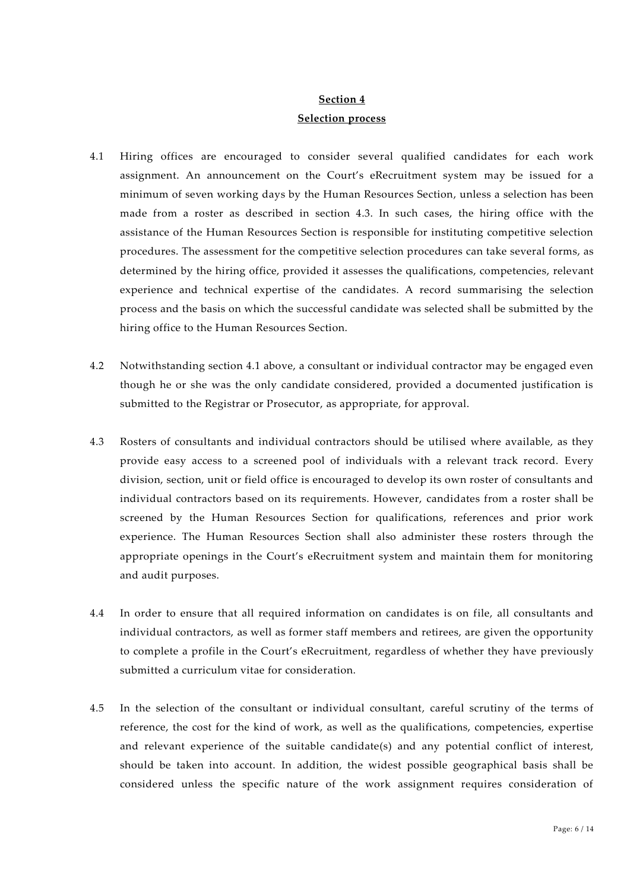## Section 4
## Selection process

4.1 Hiring offices are encouraged to consider several qualified candidates for each work assignment. An announcement on the Court's eRecruitment system may be issued for a minimum of seven working days by the Human Resources Section, unless a selection has been made from a roster as described in section 4.3. In such cases, the hiring office with the assistance of the Human Resources Section is responsible for instituting competitive selection procedures. The assessment for the competitive selection procedures can take several forms, as determined by the hiring office, provided it assesses the qualifications, competencies, relevant experience and technical expertise of the candidates. A record summarising the selection process and the basis on which the successful candidate was selected shall be submitted by the hiring office to the Human Resources Section.

4.2 Notwithstanding section 4.1 above, a consultant or individual contractor may be engaged even though he or she was the only candidate considered, provided a documented justification is submitted to the Registrar or Prosecutor, as appropriate, for approval.

4.3 Rosters of consultants and individual contractors should be utilised where available, as they provide easy access to a screened pool of individuals with a relevant track record. Every division, section, unit or field office is encouraged to develop its own roster of consultants and individual contractors based on its requirements. However, candidates from a roster shall be screened by the Human Resources Section for qualifications, references and prior work experience. The Human Resources Section shall also administer these rosters through the appropriate openings in the Court's eRecruitment system and maintain them for monitoring and audit purposes.

4.4 In order to ensure that all required information on candidates is on file, all consultants and individual contractors, as well as former staff members and retirees, are given the opportunity to complete a profile in the Court's eRecruitment, regardless of whether they have previously submitted a curriculum vitae for consideration.

4.5 In the selection of the consultant or individual consultant, careful scrutiny of the terms of reference, the cost for the kind of work, as well as the qualifications, competencies, expertise and relevant experience of the suitable candidate(s) and any potential conflict of interest, should be taken into account. In addition, the widest possible geographical basis shall be considered unless the specific nature of the work assignment requires consideration of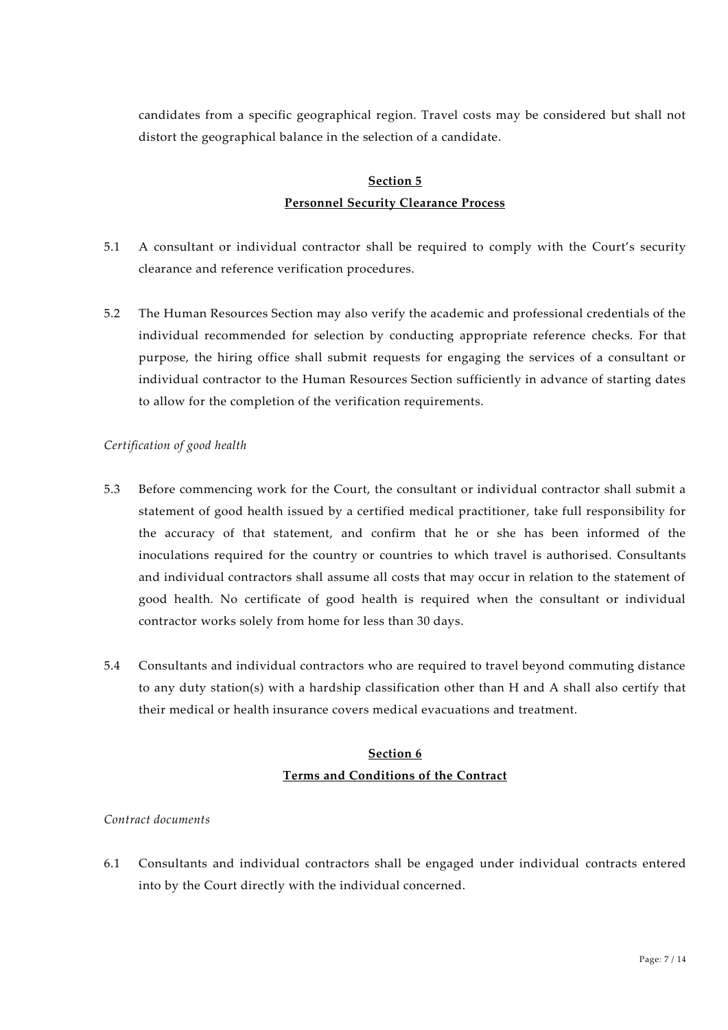candidates from a specific geographical region. Travel costs may be considered but shall not distort the geographical balance in the selection of a candidate.

## Section 5
## Personnel Security Clearance Process

5.1 A consultant or individual contractor shall be required to comply with the Court's security clearance and reference verification procedures.

5.2 The Human Resources Section may also verify the academic and professional credentials of the individual recommended for selection by conducting appropriate reference checks. For that purpose, the hiring office shall submit requests for engaging the services of a consultant or individual contractor to the Human Resources Section sufficiently in advance of starting dates to allow for the completion of the verification requirements.

*Certification of good health*

5.3 Before commencing work for the Court, the consultant or individual contractor shall submit a statement of good health issued by a certified medical practitioner, take full responsibility for the accuracy of that statement, and confirm that he or she has been informed of the inoculations required for the country or countries to which travel is authorised. Consultants and individual contractors shall assume all costs that may occur in relation to the statement of good health. No certificate of good health is required when the consultant or individual contractor works solely from home for less than 30 days.

5.4 Consultants and individual contractors who are required to travel beyond commuting distance to any duty station(s) with a hardship classification other than H and A shall also certify that their medical or health insurance covers medical evacuations and treatment.

## Section 6
## Terms and Conditions of the Contract

*Contract documents*

6.1 Consultants and individual contractors shall be engaged under individual contracts entered into by the Court directly with the individual concerned.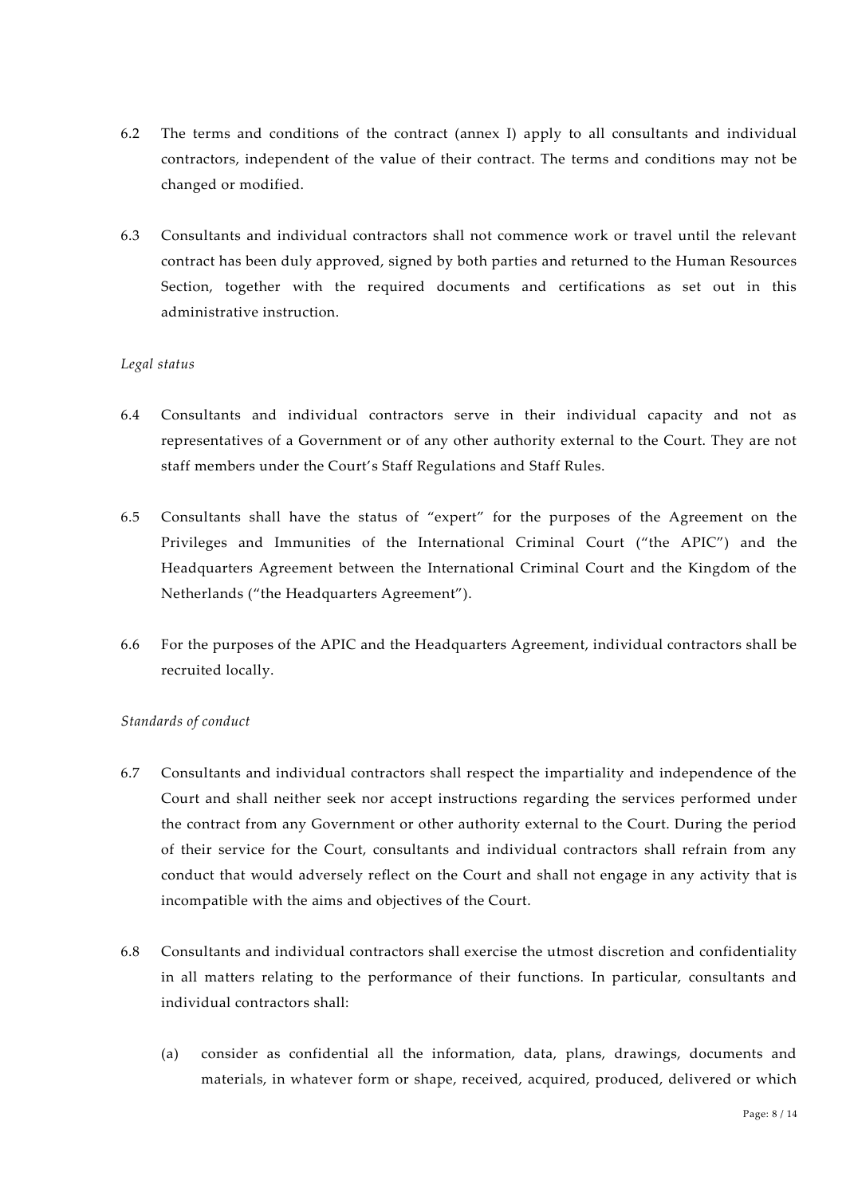6.2 The terms and conditions of the contract (annex I) apply to all consultants and individual contractors, independent of the value of their contract. The terms and conditions may not be changed or modified.

6.3 Consultants and individual contractors shall not commence work or travel until the relevant contract has been duly approved, signed by both parties and returned to the Human Resources Section, together with the required documents and certifications as set out in this administrative instruction.

*Legal status*

6.4 Consultants and individual contractors serve in their individual capacity and not as representatives of a Government or of any other authority external to the Court. They are not staff members under the Court's Staff Regulations and Staff Rules.

6.5 Consultants shall have the status of "expert" for the purposes of the Agreement on the Privileges and Immunities of the International Criminal Court ("the APIC") and the Headquarters Agreement between the International Criminal Court and the Kingdom of the Netherlands ("the Headquarters Agreement").

6.6 For the purposes of the APIC and the Headquarters Agreement, individual contractors shall be recruited locally.

*Standards of conduct*

6.7 Consultants and individual contractors shall respect the impartiality and independence of the Court and shall neither seek nor accept instructions regarding the services performed under the contract from any Government or other authority external to the Court. During the period of their service for the Court, consultants and individual contractors shall refrain from any conduct that would adversely reflect on the Court and shall not engage in any activity that is incompatible with the aims and objectives of the Court.

6.8 Consultants and individual contractors shall exercise the utmost discretion and confidentiality in all matters relating to the performance of their functions. In particular, consultants and individual contractors shall:

(a) consider as confidential all the information, data, plans, drawings, documents and materials, in whatever form or shape, received, acquired, produced, delivered or which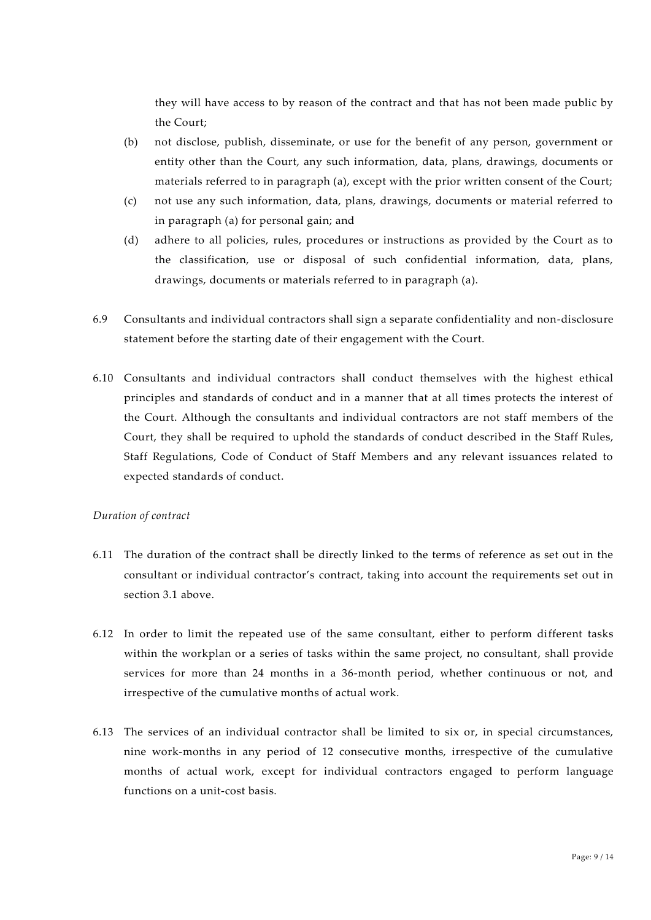they will have access to by reason of the contract and that has not been made public by the Court;

(b) not disclose, publish, disseminate, or use for the benefit of any person, government or entity other than the Court, any such information, data, plans, drawings, documents or materials referred to in paragraph (a), except with the prior written consent of the Court;

(c) not use any such information, data, plans, drawings, documents or material referred to in paragraph (a) for personal gain; and

(d) adhere to all policies, rules, procedures or instructions as provided by the Court as to the classification, use or disposal of such confidential information, data, plans, drawings, documents or materials referred to in paragraph (a).

6.9 Consultants and individual contractors shall sign a separate confidentiality and non-disclosure statement before the starting date of their engagement with the Court.

6.10 Consultants and individual contractors shall conduct themselves with the highest ethical principles and standards of conduct and in a manner that at all times protects the interest of the Court. Although the consultants and individual contractors are not staff members of the Court, they shall be required to uphold the standards of conduct described in the Staff Rules, Staff Regulations, Code of Conduct of Staff Members and any relevant issuances related to expected standards of conduct.

*Duration of contract*

6.11 The duration of the contract shall be directly linked to the terms of reference as set out in the consultant or individual contractor's contract, taking into account the requirements set out in section 3.1 above.

6.12 In order to limit the repeated use of the same consultant, either to perform different tasks within the workplan or a series of tasks within the same project, no consultant, shall provide services for more than 24 months in a 36-month period, whether continuous or not, and irrespective of the cumulative months of actual work.

6.13 The services of an individual contractor shall be limited to six or, in special circumstances, nine work-months in any period of 12 consecutive months, irrespective of the cumulative months of actual work, except for individual contractors engaged to perform language functions on a unit-cost basis.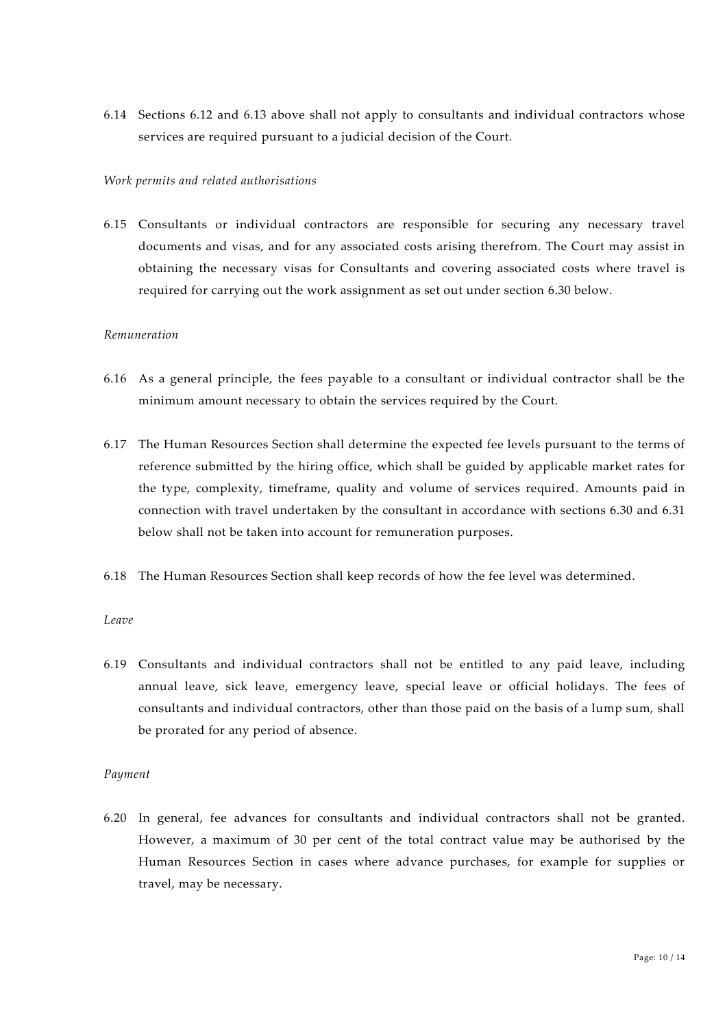6.14 Sections 6.12 and 6.13 above shall not apply to consultants and individual contractors whose services are required pursuant to a judicial decision of the Court.

*Work permits and related authorisations*

6.15 Consultants or individual contractors are responsible for securing any necessary travel documents and visas, and for any associated costs arising therefrom. The Court may assist in obtaining the necessary visas for Consultants and covering associated costs where travel is required for carrying out the work assignment as set out under section 6.30 below.

*Remuneration*

6.16 As a general principle, the fees payable to a consultant or individual contractor shall be the minimum amount necessary to obtain the services required by the Court.

6.17 The Human Resources Section shall determine the expected fee levels pursuant to the terms of reference submitted by the hiring office, which shall be guided by applicable market rates for the type, complexity, timeframe, quality and volume of services required. Amounts paid in connection with travel undertaken by the consultant in accordance with sections 6.30 and 6.31 below shall not be taken into account for remuneration purposes.

6.18 The Human Resources Section shall keep records of how the fee level was determined.

*Leave*

6.19 Consultants and individual contractors shall not be entitled to any paid leave, including annual leave, sick leave, emergency leave, special leave or official holidays. The fees of consultants and individual contractors, other than those paid on the basis of a lump sum, shall be prorated for any period of absence.

*Payment*

6.20 In general, fee advances for consultants and individual contractors shall not be granted. However, a maximum of 30 per cent of the total contract value may be authorised by the Human Resources Section in cases where advance purchases, for example for supplies or travel, may be necessary.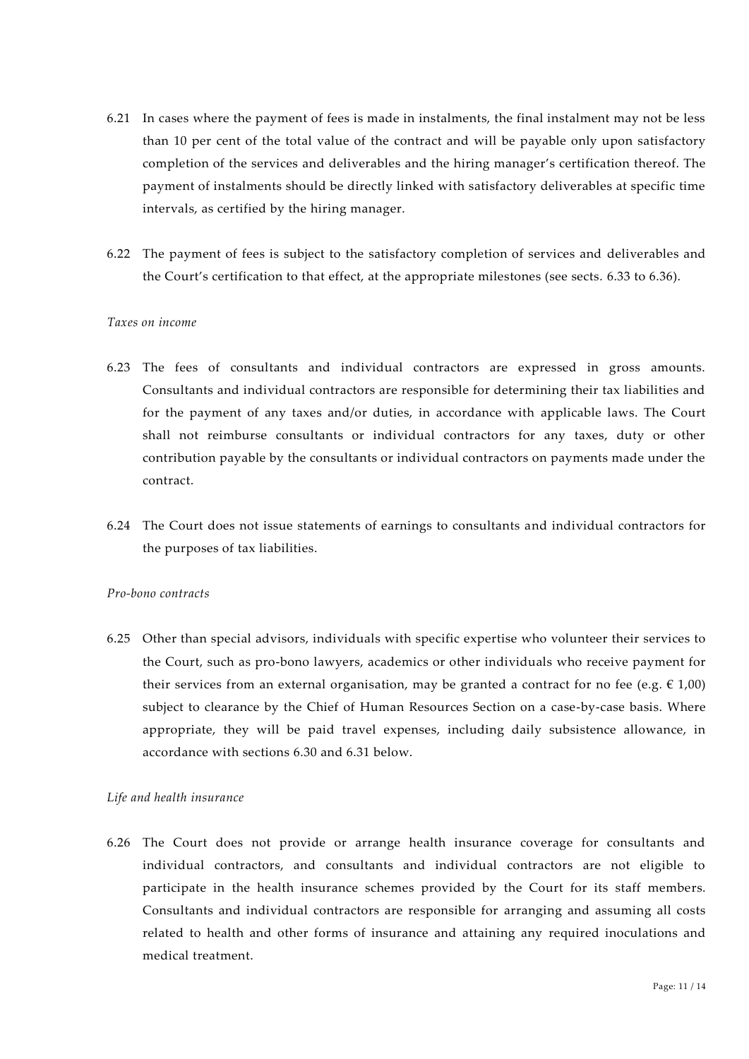6.21 In cases where the payment of fees is made in instalments, the final instalment may not be less than 10 per cent of the total value of the contract and will be payable only upon satisfactory completion of the services and deliverables and the hiring manager's certification thereof. The payment of instalments should be directly linked with satisfactory deliverables at specific time intervals, as certified by the hiring manager.

6.22 The payment of fees is subject to the satisfactory completion of services and deliverables and the Court's certification to that effect, at the appropriate milestones (see sects. 6.33 to 6.36).

*Taxes on income*

6.23 The fees of consultants and individual contractors are expressed in gross amounts. Consultants and individual contractors are responsible for determining their tax liabilities and for the payment of any taxes and/or duties, in accordance with applicable laws. The Court shall not reimburse consultants or individual contractors for any taxes, duty or other contribution payable by the consultants or individual contractors on payments made under the contract.

6.24 The Court does not issue statements of earnings to consultants and individual contractors for the purposes of tax liabilities.

*Pro-bono contracts*

6.25 Other than special advisors, individuals with specific expertise who volunteer their services to the Court, such as pro-bono lawyers, academics or other individuals who receive payment for their services from an external organisation, may be granted a contract for no fee (e.g. € 1,00) subject to clearance by the Chief of Human Resources Section on a case-by-case basis. Where appropriate, they will be paid travel expenses, including daily subsistence allowance, in accordance with sections 6.30 and 6.31 below.

*Life and health insurance*

6.26 The Court does not provide or arrange health insurance coverage for consultants and individual contractors, and consultants and individual contractors are not eligible to participate in the health insurance schemes provided by the Court for its staff members. Consultants and individual contractors are responsible for arranging and assuming all costs related to health and other forms of insurance and attaining any required inoculations and medical treatment.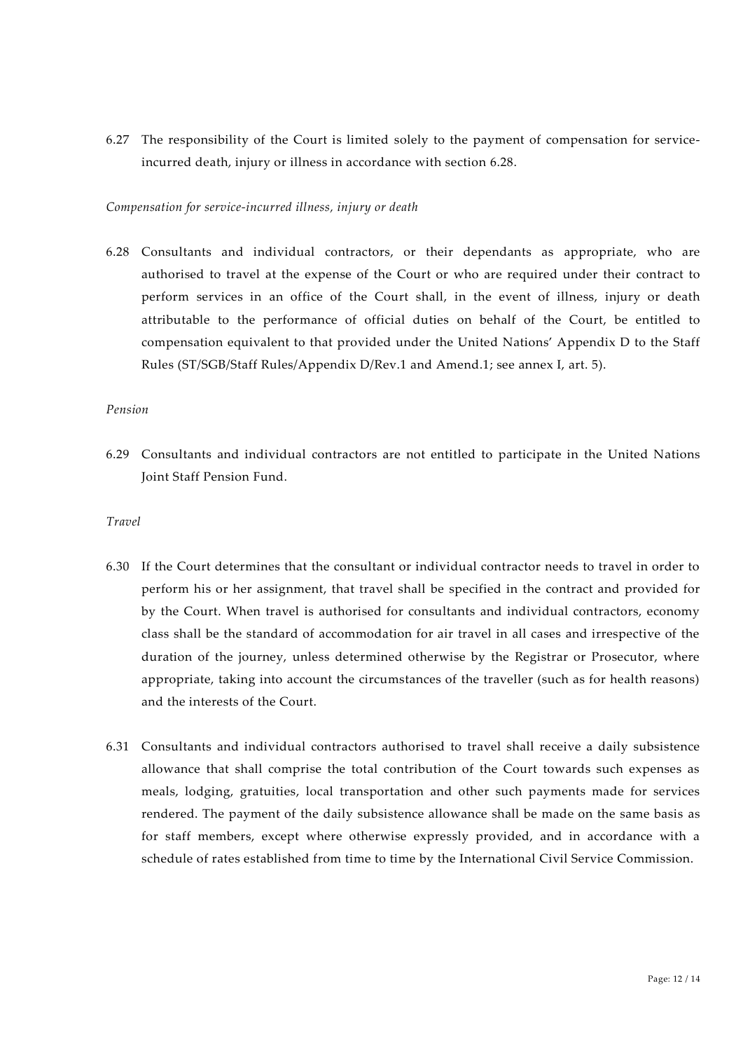6.27 The responsibility of the Court is limited solely to the payment of compensation for service-incurred death, injury or illness in accordance with section 6.28.

*Compensation for service-incurred illness, injury or death*

6.28 Consultants and individual contractors, or their dependants as appropriate, who are authorised to travel at the expense of the Court or who are required under their contract to perform services in an office of the Court shall, in the event of illness, injury or death attributable to the performance of official duties on behalf of the Court, be entitled to compensation equivalent to that provided under the United Nations' Appendix D to the Staff Rules (ST/SGB/Staff Rules/Appendix D/Rev.1 and Amend.1; see annex I, art. 5).

*Pension*

6.29 Consultants and individual contractors are not entitled to participate in the United Nations Joint Staff Pension Fund.

*Travel*

6.30 If the Court determines that the consultant or individual contractor needs to travel in order to perform his or her assignment, that travel shall be specified in the contract and provided for by the Court. When travel is authorised for consultants and individual contractors, economy class shall be the standard of accommodation for air travel in all cases and irrespective of the duration of the journey, unless determined otherwise by the Registrar or Prosecutor, where appropriate, taking into account the circumstances of the traveller (such as for health reasons) and the interests of the Court.

6.31 Consultants and individual contractors authorised to travel shall receive a daily subsistence allowance that shall comprise the total contribution of the Court towards such expenses as meals, lodging, gratuities, local transportation and other such payments made for services rendered. The payment of the daily subsistence allowance shall be made on the same basis as for staff members, except where otherwise expressly provided, and in accordance with a schedule of rates established from time to time by the International Civil Service Commission.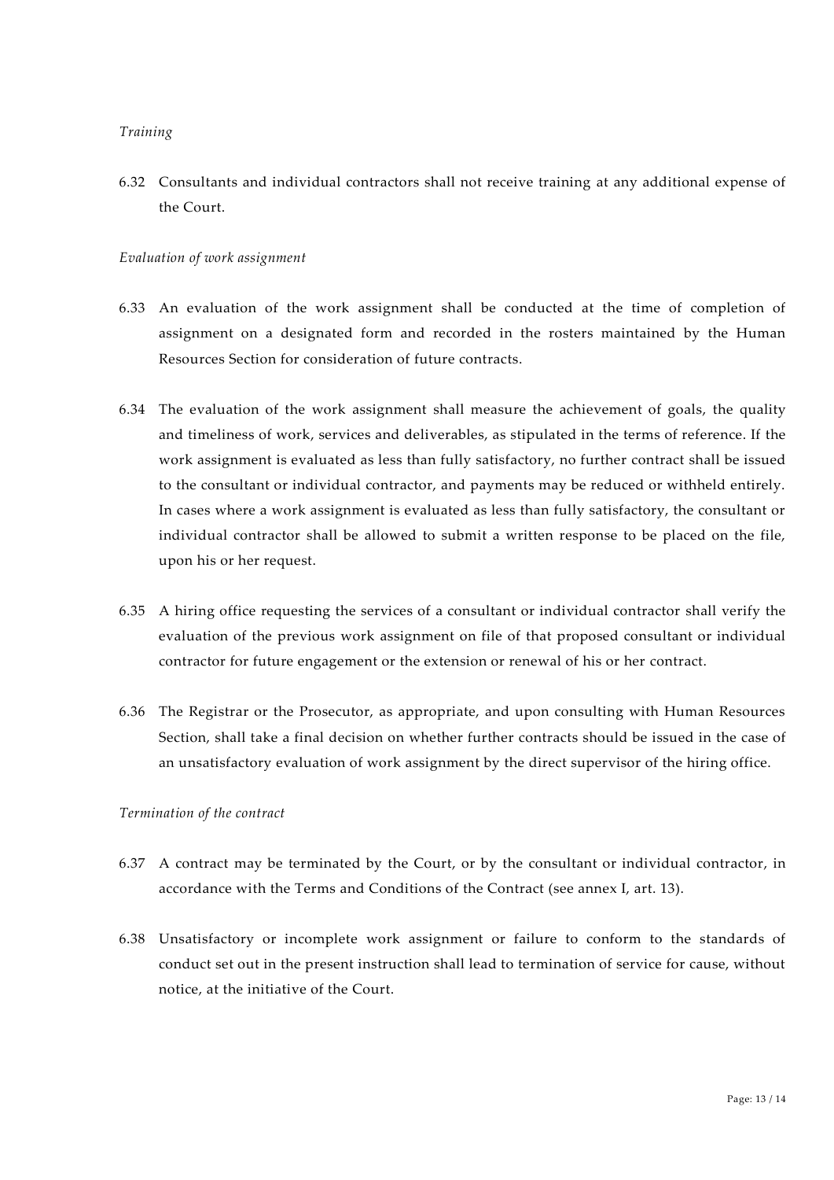*Training*

6.32 Consultants and individual contractors shall not receive training at any additional expense of the Court.

*Evaluation of work assignment*

6.33 An evaluation of the work assignment shall be conducted at the time of completion of assignment on a designated form and recorded in the rosters maintained by the Human Resources Section for consideration of future contracts.

6.34 The evaluation of the work assignment shall measure the achievement of goals, the quality and timeliness of work, services and deliverables, as stipulated in the terms of reference. If the work assignment is evaluated as less than fully satisfactory, no further contract shall be issued to the consultant or individual contractor, and payments may be reduced or withheld entirely. In cases where a work assignment is evaluated as less than fully satisfactory, the consultant or individual contractor shall be allowed to submit a written response to be placed on the file, upon his or her request.

6.35 A hiring office requesting the services of a consultant or individual contractor shall verify the evaluation of the previous work assignment on file of that proposed consultant or individual contractor for future engagement or the extension or renewal of his or her contract.

6.36 The Registrar or the Prosecutor, as appropriate, and upon consulting with Human Resources Section, shall take a final decision on whether further contracts should be issued in the case of an unsatisfactory evaluation of work assignment by the direct supervisor of the hiring office.

*Termination of the contract*

6.37 A contract may be terminated by the Court, or by the consultant or individual contractor, in accordance with the Terms and Conditions of the Contract (see annex I, art. 13).

6.38 Unsatisfactory or incomplete work assignment or failure to conform to the standards of conduct set out in the present instruction shall lead to termination of service for cause, without notice, at the initiative of the Court.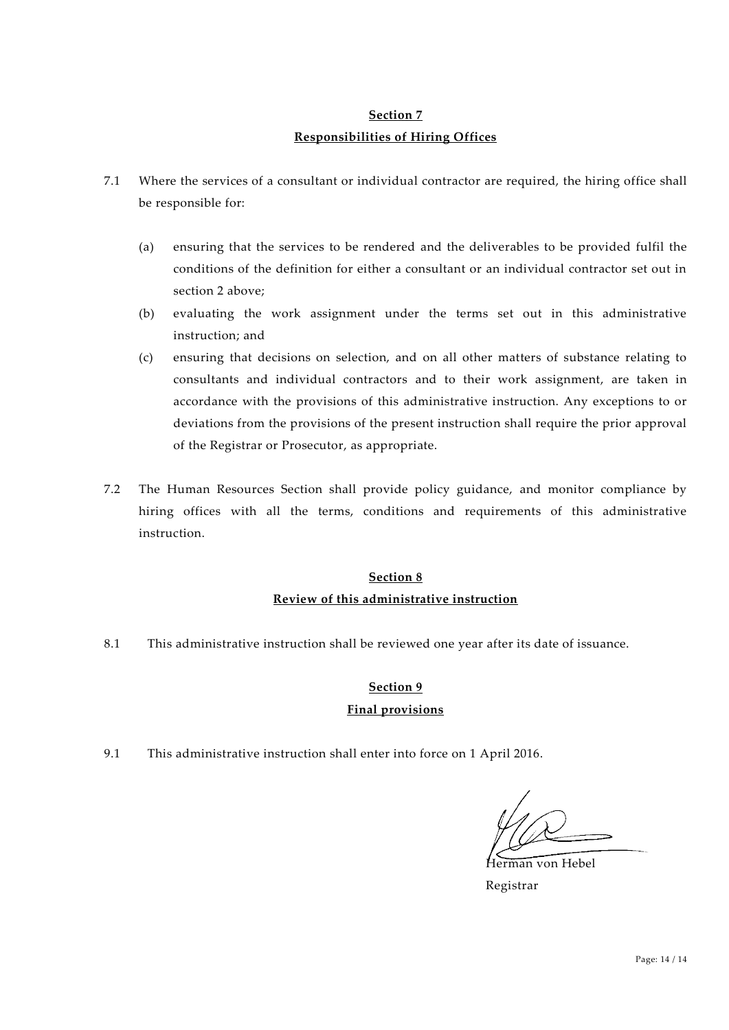## Section 7
## Responsibilities of Hiring Offices

7.1 Where the services of a consultant or individual contractor are required, the hiring office shall be responsible for:

(a) ensuring that the services to be rendered and the deliverables to be provided fulfil the conditions of the definition for either a consultant or an individual contractor set out in section 2 above;

(b) evaluating the work assignment under the terms set out in this administrative instruction; and

(c) ensuring that decisions on selection, and on all other matters of substance relating to consultants and individual contractors and to their work assignment, are taken in accordance with the provisions of this administrative instruction. Any exceptions to or deviations from the provisions of the present instruction shall require the prior approval of the Registrar or Prosecutor, as appropriate.

7.2 The Human Resources Section shall provide policy guidance, and monitor compliance by hiring offices with all the terms, conditions and requirements of this administrative instruction.

## Section 8
## Review of this administrative instruction

8.1 This administrative instruction shall be reviewed one year after its date of issuance.

## Section 9
## Final provisions

9.1 This administrative instruction shall enter into force on 1 April 2016.

Herman von Hebel
Registrar